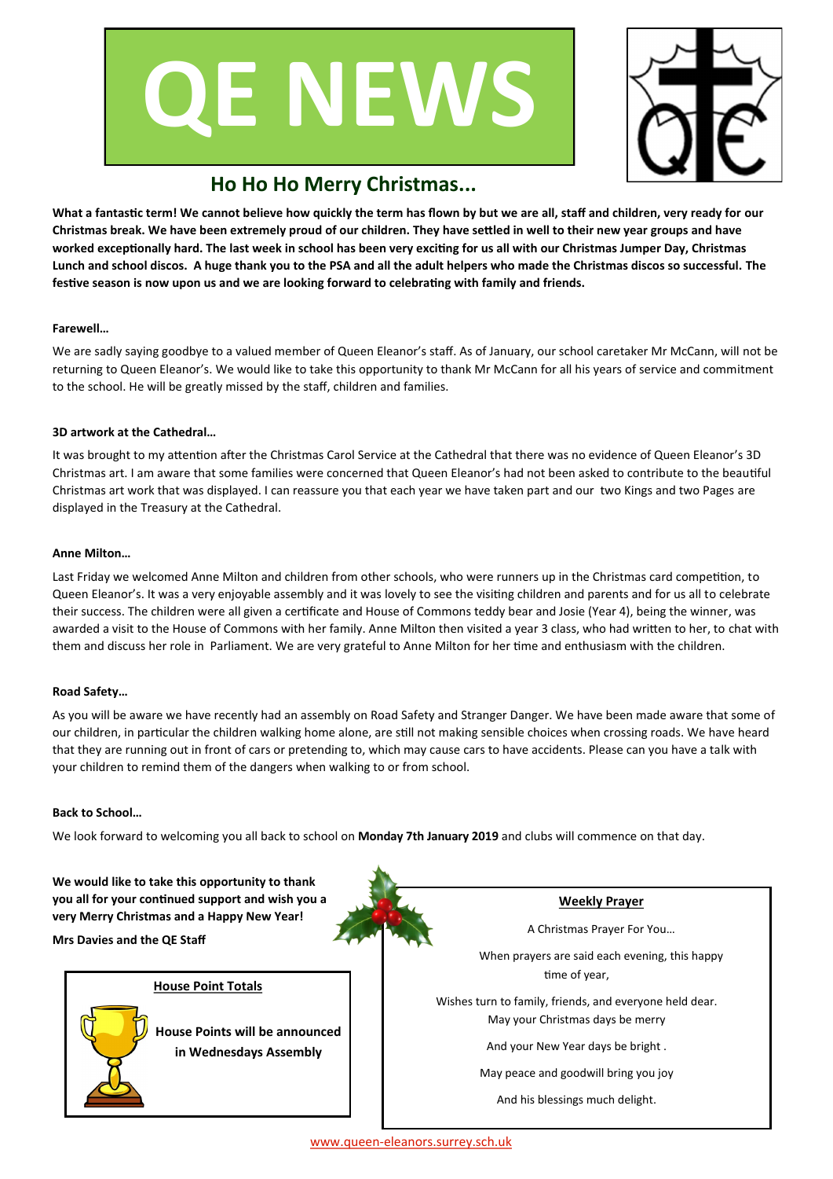# QE NEWS

## Ho Ho Ho Merry Christmas...

**What a fantastic term! We cannot believe how quickly the term has flown by but we are all, staff and children, very ready for our Christmas break. We have been extremely proud of our children. They have settled in well to their new year groups and have worked exceptionally hard. The last week in school has been very exciting for us all with our Christmas Jumper Day, Christmas Lunch and school discos. A huge thank you to the PSA and all the adult helpers who made the Christmas discos so successful. The festive season is now upon us and we are looking forward to celebrating with family and friends.**

**Farewell…**

We are sadly saying goodbye to a valued member of Queen Eleanor's staff. As of January, our school caretaker Mr McCann, will not be returning to Queen Eleanor's. We would like to take this opportunity to thank Mr McCann for all his years of service and commitment to the school. He will be greatly missed by the staff, children and families.

**3D artwork at the Cathedral…**

It was brought to my attention after the Christmas Carol Service at the Cathedral that there was no evidence of Queen Eleanor's 3D Christmas art. I am aware that some families were concerned that Queen Eleanor's had not been asked to contribute to the beautiful Christmas art work that was displayed. I can reassure you that each year we have taken part and our two Kings and two Pages are displayed in the Treasury at the Cathedral.

**Anne Milton…**

Last Friday we welcomed Anne Milton and children from other schools, who were runners up in the Christmas card competition, to Queen Eleanor's. It was a very enjoyable assembly and it was lovely to see the visiting children and parents and for us all to celebrate their success. The children were all given a certificate and House of Commons teddy bear and Josie (Year 4), being the winner, was awarded a visit to the House of Commons with her family. Anne Milton then visited a year 3 class, who had written to her, to chat with them and discuss her role in Parliament. We are very grateful to Anne Milton for her time and enthusiasm with the children.

**Road Safety…**

As you will be aware we have recently had an assembly on Road Safety and Stranger Danger. We have been made aware that some of our children, in particular the children walking home alone, are still not making sensible choices when crossing roads. We have heard that they are running out in front of cars or pretending to, which may cause cars to have accidents. Please can you have a talk with your children to remind them of the dangers when walking to or from school.

**Back to School…**

We look forward to welcoming you all back to school on **Monday 7th January 2019** and clubs will commence on that day.

**We would like to take this opportunity to thank you all for your continued support and wish you a very Merry Christmas and a Happy New Year!**

**Mrs Davies and the QE Staff**

**House Point Totals**

**House Points will be announced in Wednesdays Assembly**

**Weekly Prayer**

A Christmas Prayer For You…

When prayers are said each evening, this happy time of year,

Wishes turn to family, friends, and everyone held dear.
May your Christmas days be merry

And your New Year days be bright .

May peace and goodwill bring you joy

And his blessings much delight.

www.queen-eleanors.surrey.sch.uk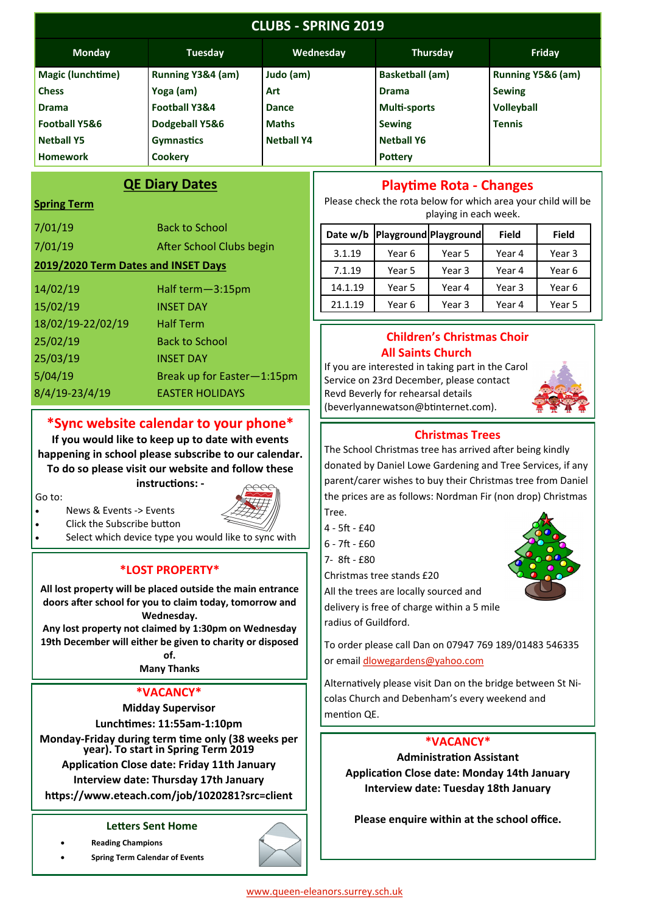## CLUBS - SPRING 2019

| Monday | Tuesday | Wednesday | Thursday | Friday |
|---|---|---|---|---|
| Magic (lunchtime) | Running Y3&4 (am) | Judo (am) | Basketball (am) | Running Y5&6 (am) |
| Chess | Yoga (am) | Art | Drama | Sewing |
| Drama | Football Y3&4 | Dance | Multi-sports | Volleyball |
| Football Y5&6 | Dodgeball Y5&6 | Maths | Sewing | Tennis |
| Netball Y5 | Gymnastics | Netball Y4 | Netball Y6 | |
| Homework | Cookery | | Pottery | |

## QE Diary Dates

**Spring Term**

| | |
|---|---|
| 7/01/19 | Back to School |
| 7/01/19 | After School Clubs begin |

**2019/2020 Term Dates and INSET Days**

| | |
|---|---|
| 14/02/19 | Half term—3:15pm |
| 15/02/19 | INSET DAY |
| 18/02/19-22/02/19 | Half Term |
| 25/02/19 | Back to School |
| 25/03/19 | INSET DAY |
| 5/04/19 | Break up for Easter—1:15pm |
| 8/4/19-23/4/19 | EASTER HOLIDAYS |

## *Sync website calendar to your phone*

**If you would like to keep up to date with events happening in school please subscribe to our calendar. To do so please visit our website and follow these instructions: -**

Go to:

- News & Events -> Events
- Click the Subscribe button
- Select which device type you would like to sync with

## *LOST PROPERTY*

**All lost property will be placed outside the main entrance doors after school for you to claim today, tomorrow and Wednesday.**

**Any lost property not claimed by 1:30pm on Wednesday 19th December will either be given to charity or disposed of.**

**Many Thanks**

## *VACANCY*

**Midday Supervisor**

**Lunchtimes: 11:55am-1:10pm**

**Monday-Friday during term time only (38 weeks per year). To start in Spring Term 2019**

**Application Close date: Friday 11th January**

**Interview date: Thursday 17th January**

**https://www.eteach.com/job/1020281?src=client**

## Letters Sent Home

- **Reading Champions**
- **Spring Term Calendar of Events**

## Playtime Rota - Changes

Please check the rota below for which area your child will be playing in each week.

| Date w/b | Playground | Playground | Field | Field |
|---|---|---|---|---|
| 3.1.19 | Year 6 | Year 5 | Year 4 | Year 3 |
| 7.1.19 | Year 5 | Year 3 | Year 4 | Year 6 |
| 14.1.19 | Year 5 | Year 4 | Year 3 | Year 6 |
| 21.1.19 | Year 6 | Year 3 | Year 4 | Year 5 |

## Children's Christmas Choir
## All Saints Church

If you are interested in taking part in the Carol Service on 23rd December, please contact Revd Beverly for rehearsal details (beverlyannewatson@btinternet.com).

## Christmas Trees

The School Christmas tree has arrived after being kindly donated by Daniel Lowe Gardening and Tree Services, if any parent/carer wishes to buy their Christmas tree from Daniel the prices are as follows: Nordman Fir (non drop) Christmas Tree.

4 - 5ft - £40

6 - 7ft - £60

7- 8ft - £80

Christmas tree stands £20

All the trees are locally sourced and delivery is free of charge within a 5 mile radius of Guildford.

To order please call Dan on 07947 769 189/01483 546335 or email dlowegardens@yahoo.com

Alternatively please visit Dan on the bridge between St Nicolas Church and Debenham's every weekend and mention QE.

## *VACANCY*

**Administration Assistant**

**Application Close date: Monday 14th January**

**Interview date: Tuesday 18th January**

**Please enquire within at the school office.**

www.queen-eleanors.surrey.sch.uk